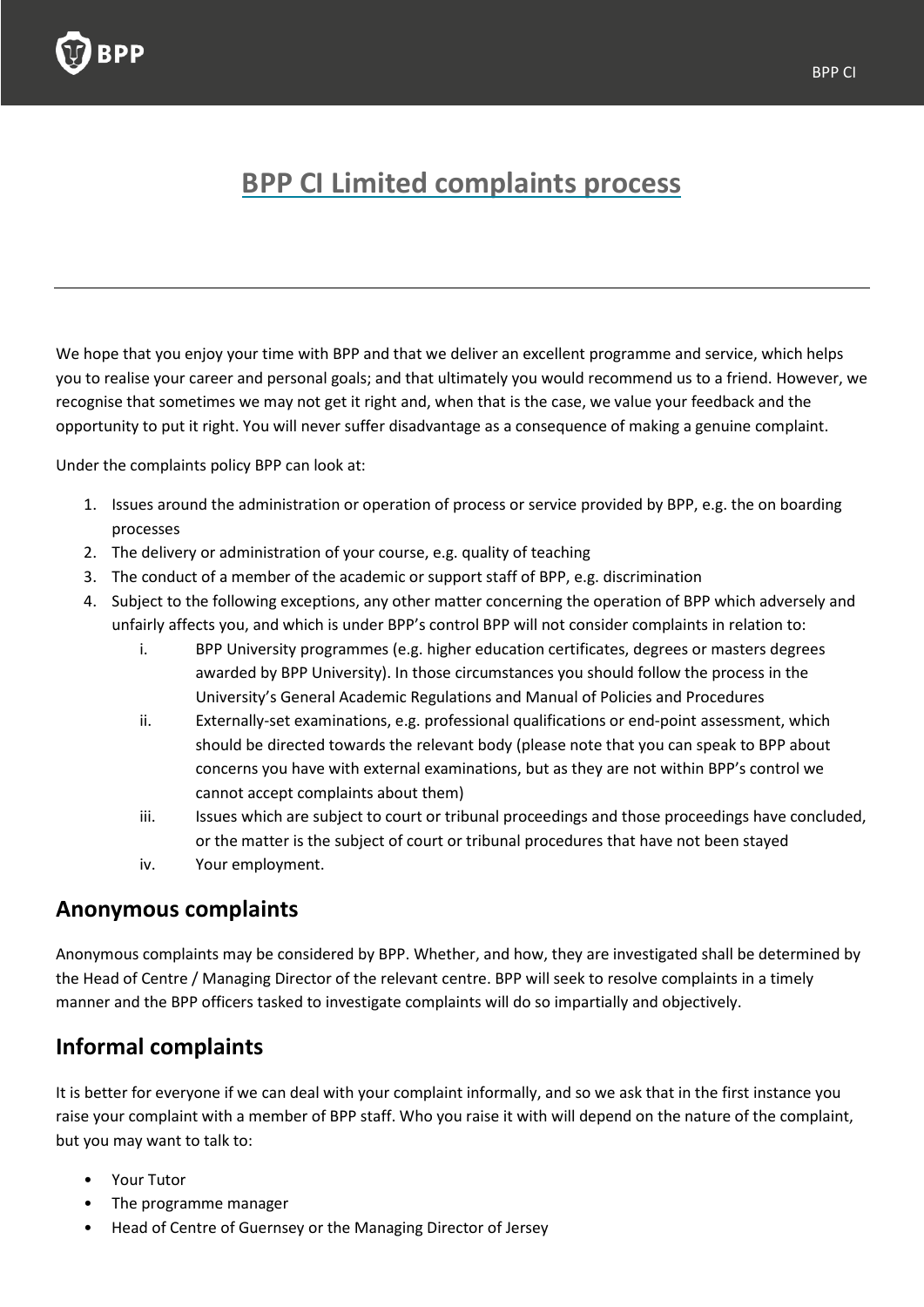# BPP CI Limited complaints process

We hope that you enjoy your time with BPP and that we deliver an excellent programme and service, which helps you to realise your career and personal goals; and that ultimately you would recommend us to a friend. However, we recognise that sometimes we may not get it right and, when that is the case, we value your feedback and the opportunity to put it right. You will never suffer disadvantage as a consequence of making a genuine complaint.

Under the complaints policy BPP can look at:

1. Issues around the administration or operation of process or service provided by BPP, e.g. the on boarding processes
2. The delivery or administration of your course, e.g. quality of teaching
3. The conduct of a member of the academic or support staff of BPP, e.g. discrimination
4. Subject to the following exceptions, any other matter concerning the operation of BPP which adversely and unfairly affects you, and which is under BPP's control BPP will not consider complaints in relation to:
    i. BPP University programmes (e.g. higher education certificates, degrees or masters degrees awarded by BPP University). In those circumstances you should follow the process in the University's General Academic Regulations and Manual of Policies and Procedures
    ii. Externally-set examinations, e.g. professional qualifications or end-point assessment, which should be directed towards the relevant body (please note that you can speak to BPP about concerns you have with external examinations, but as they are not within BPP's control we cannot accept complaints about them)
    iii. Issues which are subject to court or tribunal proceedings and those proceedings have concluded, or the matter is the subject of court or tribunal procedures that have not been stayed
    iv. Your employment.

## Anonymous complaints

Anonymous complaints may be considered by BPP. Whether, and how, they are investigated shall be determined by the Head of Centre / Managing Director of the relevant centre. BPP will seek to resolve complaints in a timely manner and the BPP officers tasked to investigate complaints will do so impartially and objectively.

## Informal complaints

It is better for everyone if we can deal with your complaint informally, and so we ask that in the first instance you raise your complaint with a member of BPP staff. Who you raise it with will depend on the nature of the complaint, but you may want to talk to:

- Your Tutor
- The programme manager
- Head of Centre of Guernsey or the Managing Director of Jersey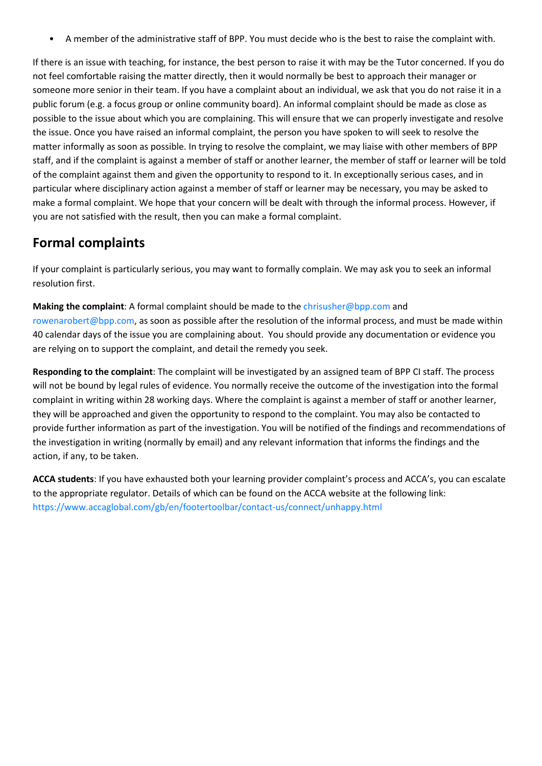- A member of the administrative staff of BPP. You must decide who is the best to raise the complaint with.

If there is an issue with teaching, for instance, the best person to raise it with may be the Tutor concerned. If you do not feel comfortable raising the matter directly, then it would normally be best to approach their manager or someone more senior in their team. If you have a complaint about an individual, we ask that you do not raise it in a public forum (e.g. a focus group or online community board). An informal complaint should be made as close as possible to the issue about which you are complaining. This will ensure that we can properly investigate and resolve the issue. Once you have raised an informal complaint, the person you have spoken to will seek to resolve the matter informally as soon as possible. In trying to resolve the complaint, we may liaise with other members of BPP staff, and if the complaint is against a member of staff or another learner, the member of staff or learner will be told of the complaint against them and given the opportunity to respond to it. In exceptionally serious cases, and in particular where disciplinary action against a member of staff or learner may be necessary, you may be asked to make a formal complaint. We hope that your concern will be dealt with through the informal process. However, if you are not satisfied with the result, then you can make a formal complaint.

## Formal complaints

If your complaint is particularly serious, you may want to formally complain. We may ask you to seek an informal resolution first.

**Making the complaint**: A formal complaint should be made to the chrisusher@bpp.com and rowenarobert@bpp.com, as soon as possible after the resolution of the informal process, and must be made within 40 calendar days of the issue you are complaining about. You should provide any documentation or evidence you are relying on to support the complaint, and detail the remedy you seek.

**Responding to the complaint**: The complaint will be investigated by an assigned team of BPP CI staff. The process will not be bound by legal rules of evidence. You normally receive the outcome of the investigation into the formal complaint in writing within 28 working days. Where the complaint is against a member of staff or another learner, they will be approached and given the opportunity to respond to the complaint. You may also be contacted to provide further information as part of the investigation. You will be notified of the findings and recommendations of the investigation in writing (normally by email) and any relevant information that informs the findings and the action, if any, to be taken.

**ACCA students**: If you have exhausted both your learning provider complaint's process and ACCA's, you can escalate to the appropriate regulator. Details of which can be found on the ACCA website at the following link: https://www.accaglobal.com/gb/en/footertoolbar/contact-us/connect/unhappy.html